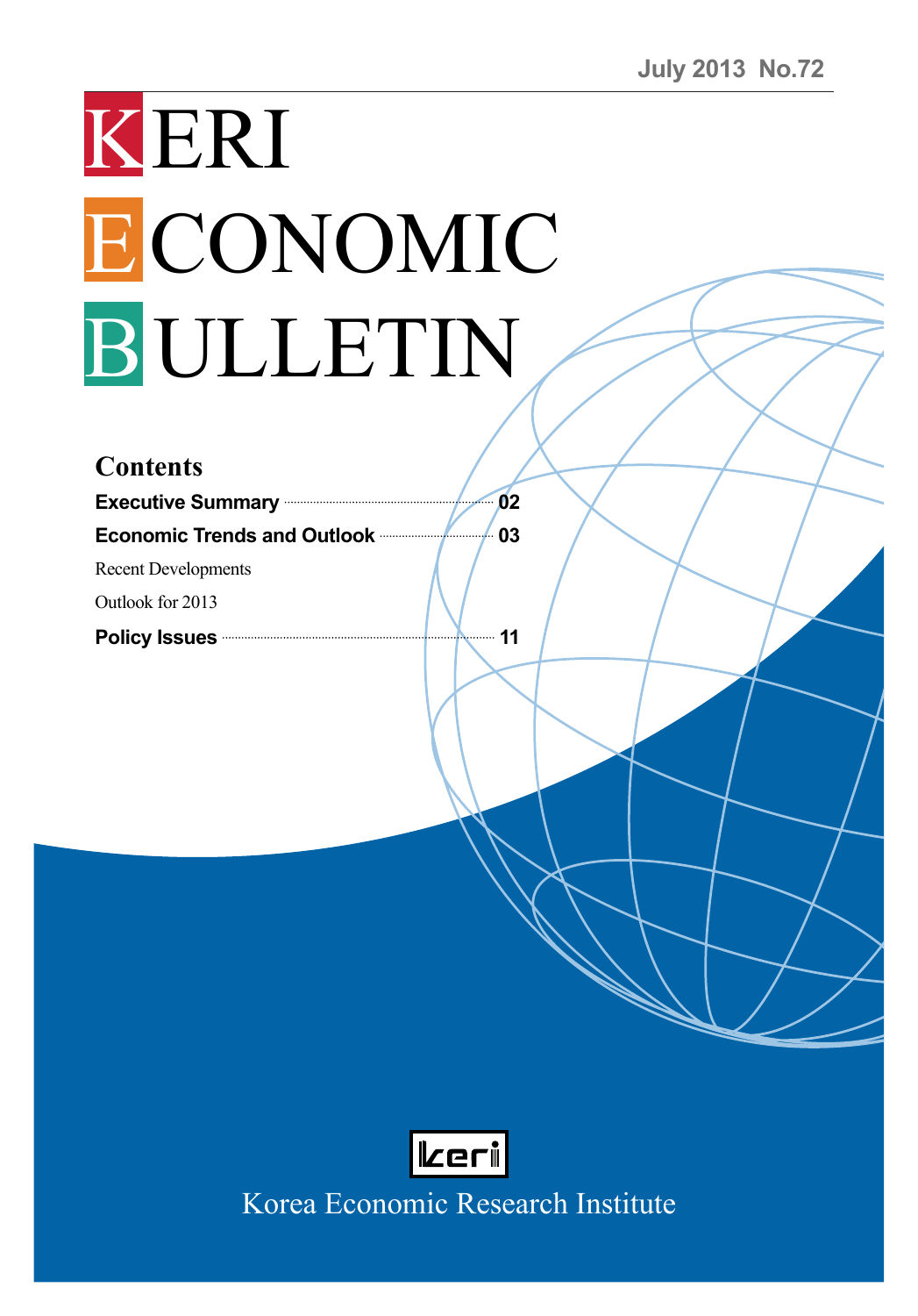July 2013 No.72

# KERI ECONOMIC BULLETIN

## Contents

**Executive Summary** ........ **02**

**Economic Trends and Outlook** ........ **03**

Recent Developments

Outlook for 2013

**Policy Issues** ........ **11**

Korea Economic Research Institute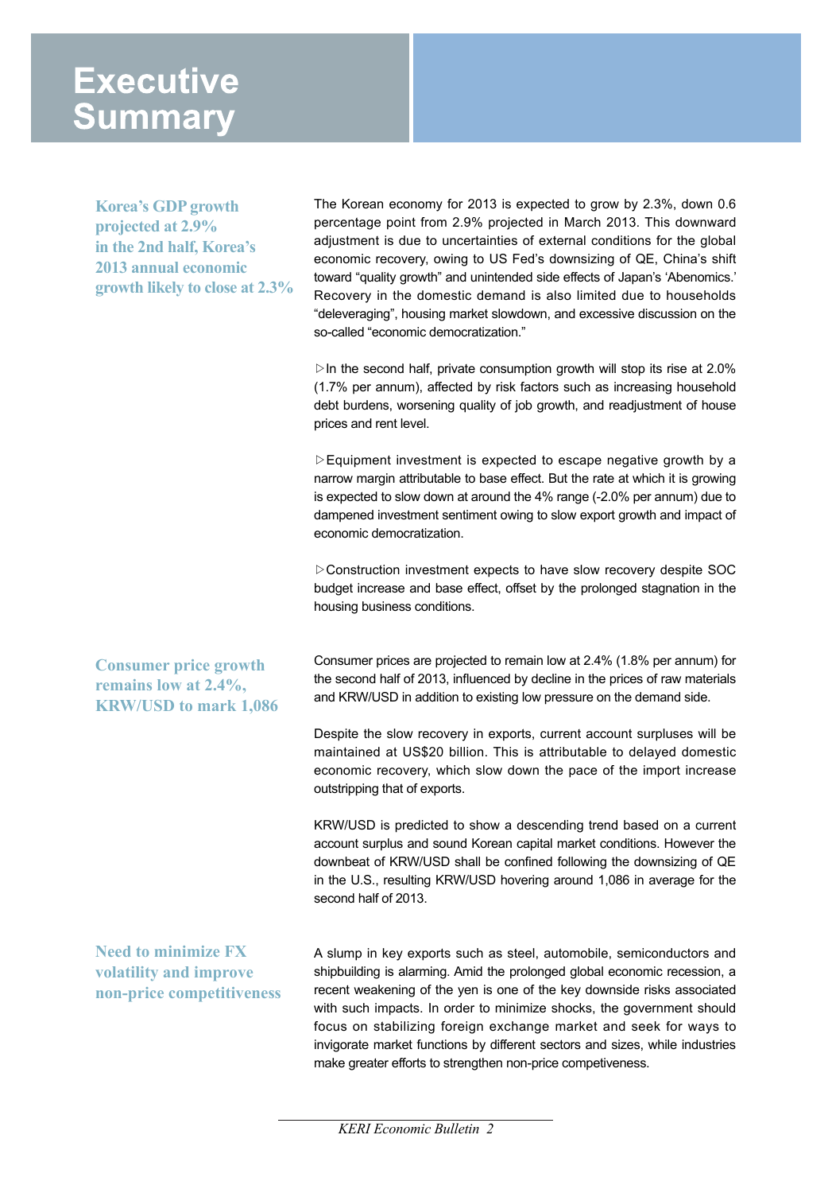# Executive Summary

**Korea's GDP growth projected at 2.9% in the 2nd half, Korea's 2013 annual economic growth likely to close at 2.3%**

The Korean economy for 2013 is expected to grow by 2.3%, down 0.6 percentage point from 2.9% projected in March 2013. This downward adjustment is due to uncertainties of external conditions for the global economic recovery, owing to US Fed's downsizing of QE, China's shift toward "quality growth" and unintended side effects of Japan's 'Abenomics.' Recovery in the domestic demand is also limited due to households "deleveraging", housing market slowdown, and excessive discussion on the so-called "economic democratization."

▷In the second half, private consumption growth will stop its rise at 2.0% (1.7% per annum), affected by risk factors such as increasing household debt burdens, worsening quality of job growth, and readjustment of house prices and rent level.

▷Equipment investment is expected to escape negative growth by a narrow margin attributable to base effect. But the rate at which it is growing is expected to slow down at around the 4% range (-2.0% per annum) due to dampened investment sentiment owing to slow export growth and impact of economic democratization.

▷Construction investment expects to have slow recovery despite SOC budget increase and base effect, offset by the prolonged stagnation in the housing business conditions.

**Consumer price growth remains low at 2.4%, KRW/USD to mark 1,086**

Consumer prices are projected to remain low at 2.4% (1.8% per annum) for the second half of 2013, influenced by decline in the prices of raw materials and KRW/USD in addition to existing low pressure on the demand side.

Despite the slow recovery in exports, current account surpluses will be maintained at US$20 billion. This is attributable to delayed domestic economic recovery, which slow down the pace of the import increase outstripping that of exports.

KRW/USD is predicted to show a descending trend based on a current account surplus and sound Korean capital market conditions. However the downbeat of KRW/USD shall be confined following the downsizing of QE in the U.S., resulting KRW/USD hovering around 1,086 in average for the second half of 2013.

**Need to minimize FX volatility and improve non-price competitiveness**

A slump in key exports such as steel, automobile, semiconductors and shipbuilding is alarming. Amid the prolonged global economic recession, a recent weakening of the yen is one of the key downside risks associated with such impacts. In order to minimize shocks, the government should focus on stabilizing foreign exchange market and seek for ways to invigorate market functions by different sectors and sizes, while industries make greater efforts to strengthen non-price competitiveness.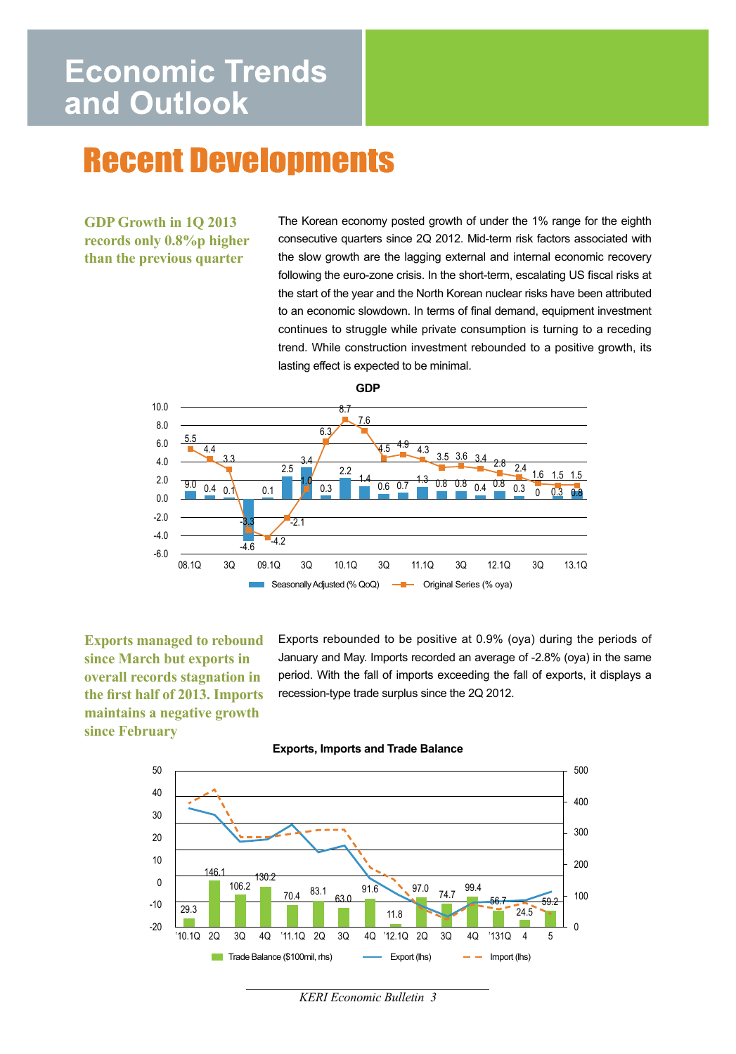# Economic Trends and Outlook

## Recent Developments

**GDP Growth in 1Q 2013 records only 0.8%p higher than the previous quarter**

The Korean economy posted growth of under the 1% range for the eighth consecutive quarters since 2Q 2012. Mid-term risk factors associated with the slow growth are the lagging external and internal economic recovery following the euro-zone crisis. In the short-term, escalating US fiscal risks at the start of the year and the North Korean nuclear risks have been attributed to an economic slowdown. In terms of final demand, equipment investment continues to struggle while private consumption is turning to a receding trend. While construction investment rebounded to a positive growth, its lasting effect is expected to be minimal.

**GDP**

| Quarter | Seasonally Adjusted (% QoQ) | Original Series (% oya) |
|---|---|---|
| 08.1Q | 9.0 | 5.5 |
| 2Q | 0.4 | 4.4 |
| 3Q | 0.1 | 3.3 |
| 4Q | -4.6 | -3.3 |
| 09.1Q | 0.1 | -4.2 |
| 2Q | 2.5 | -2.1 |
| 3Q | 3.4 | 1.0 |
| 4Q | 0.3 | 6.3 |
| 10.1Q | 2.2 | 8.7 |
| 2Q | 1.4 | 7.6 |
| 3Q | 0.6 | 4.5 |
| 4Q | 0.7 | 4.9 |
| 11.1Q | 1.3 | 4.3 |
| 2Q | 0.8 | 3.5 |
| 3Q | 0.8 | 3.6 |
| 4Q | 0.4 | 3.4 |
| 12.1Q | 0.8 | 2.8 |
| 2Q | 0.3 | 2.4 |
| 3Q | 0 | 1.6 |
| 4Q | 0.3 | 1.5 |
| 13.1Q | 0.8 | 1.5 |

**Exports managed to rebound since March but exports in overall records stagnation in the first half of 2013. Imports maintains a negative growth since February**

Exports rebounded to be positive at 0.9% (oya) during the periods of January and May. Imports recorded an average of -2.8% (oya) in the same period. With the fall of imports exceeding the fall of exports, it displays a recession-type trade surplus since the 2Q 2012.

**Exports, Imports and Trade Balance**

| Period | Trade Balance ($100mil, rhs) |
|---|---|
| '10.1Q | 29.3 |
| 2Q | 146.1 |
| 3Q | 106.2 |
| 4Q | 130.2 |
| '11.1Q | 70.4 |
| 2Q | 83.1 |
| 3Q | 63.0 |
| 4Q | 91.6 |
| '12.1Q | 11.8 |
| 2Q | 97.0 |
| 3Q | 74.7 |
| 4Q | 99.4 |
| '131Q | 56.7 |
| 4 | 24.5 |
| 5 | 59.2 |

Legend: Trade Balance ($100mil, rhs); Export (lhs); Import (lhs)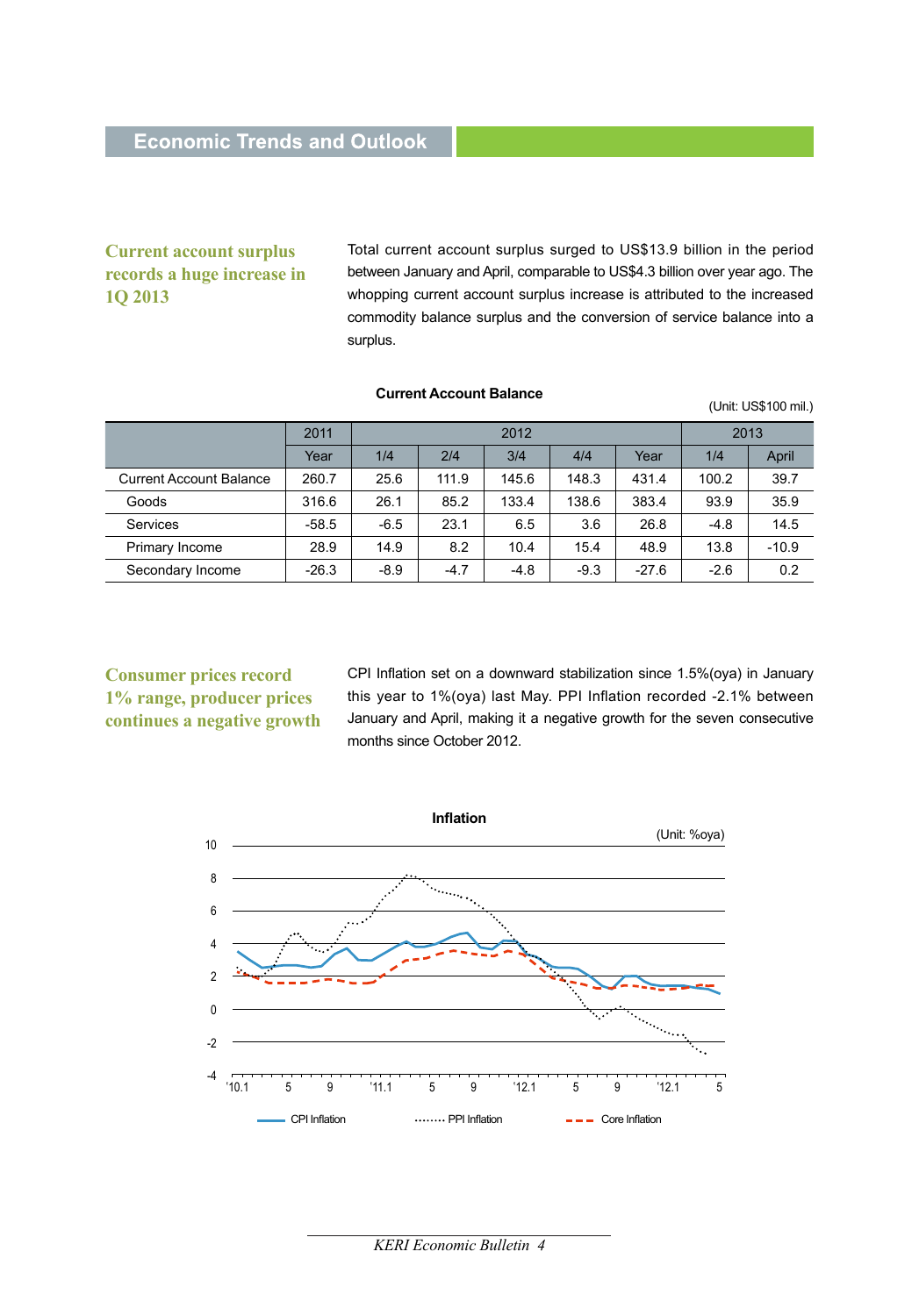## Economic Trends and Outlook

### Current account surplus records a huge increase in 1Q 2013

Total current account surplus surged to US$13.9 billion in the period between January and April, comparable to US$4.3 billion over year ago. The whopping current account surplus increase is attributed to the increased commodity balance surplus and the conversion of service balance into a surplus.

**Current Account Balance**

(Unit: US$100 mil.)

| | 2011 | 2012 | | | | | 2013 | |
|---|---|---|---|---|---|---|---|---|
| | Year | 1/4 | 2/4 | 3/4 | 4/4 | Year | 1/4 | April |
| Current Account Balance | 260.7 | 25.6 | 111.9 | 145.6 | 148.3 | 431.4 | 100.2 | 39.7 |
| Goods | 316.6 | 26.1 | 85.2 | 133.4 | 138.6 | 383.4 | 93.9 | 35.9 |
| Services | -58.5 | -6.5 | 23.1 | 6.5 | 3.6 | 26.8 | -4.8 | 14.5 |
| Primary Income | 28.9 | 14.9 | 8.2 | 10.4 | 15.4 | 48.9 | 13.8 | -10.9 |
| Secondary Income | -26.3 | -8.9 | -4.7 | -4.8 | -9.3 | -27.6 | -2.6 | 0.2 |

### Consumer prices record 1% range, producer prices continues a negative growth

CPI Inflation set on a downward stabilization since 1.5%(oya) in January this year to 1%(oya) last May. PPI Inflation recorded -2.1% between January and April, making it a negative growth for the seven consecutive months since October 2012.

**Inflation**

(Unit: %oya)

Legend: CPI Inflation, PPI Inflation, Core Inflation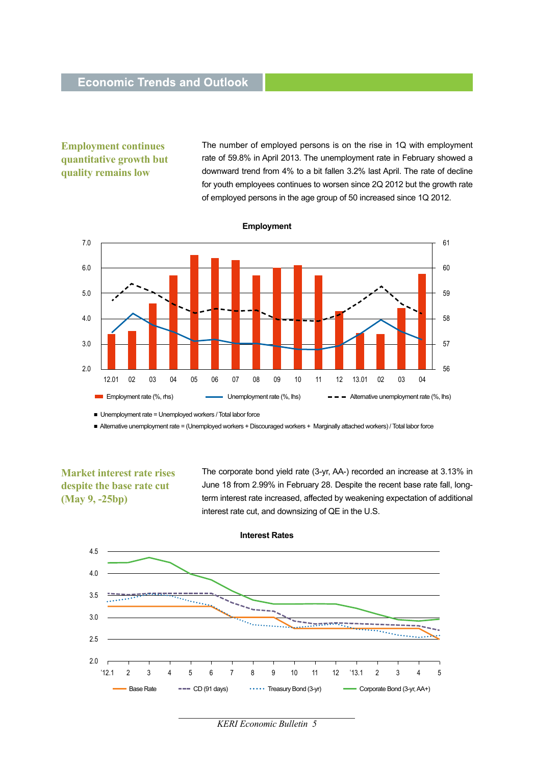## Economic Trends and Outlook

### Employment continues quantitative growth but quality remains low

The number of employed persons is on the rise in 1Q with employment rate of 59.8% in April 2013. The unemployment rate in February showed a downward trend from 4% to a bit fallen 3.2% last April. The rate of decline for youth employees continues to worsen since 2Q 2012 but the growth rate of employed persons in the age group of 50 increased since 1Q 2012.

**Employment**

Employment rate (%, rhs) / Unemployment rate (%, lhs) / Alternative unemployment rate (%, lhs)

- Unemployment rate = Unemployed workers / Total labor force
- Alternative unemployment rate = (Unemployed workers + Discouraged workers + Marginally attached workers) / Total labor force

### Market interest rate rises despite the base rate cut (May 9, -25bp)

The corporate bond yield rate (3-yr, AA-) recorded an increase at 3.13% in June 18 from 2.99% in February 28. Despite the recent base rate fall, long-term interest rate increased, affected by weakening expectation of additional interest rate cut, and downsizing of QE in the U.S.

**Interest Rates**

Base Rate / CD (91 days) / Treasury Bond (3-yr) / Corporate Bond (3-yr, AA+)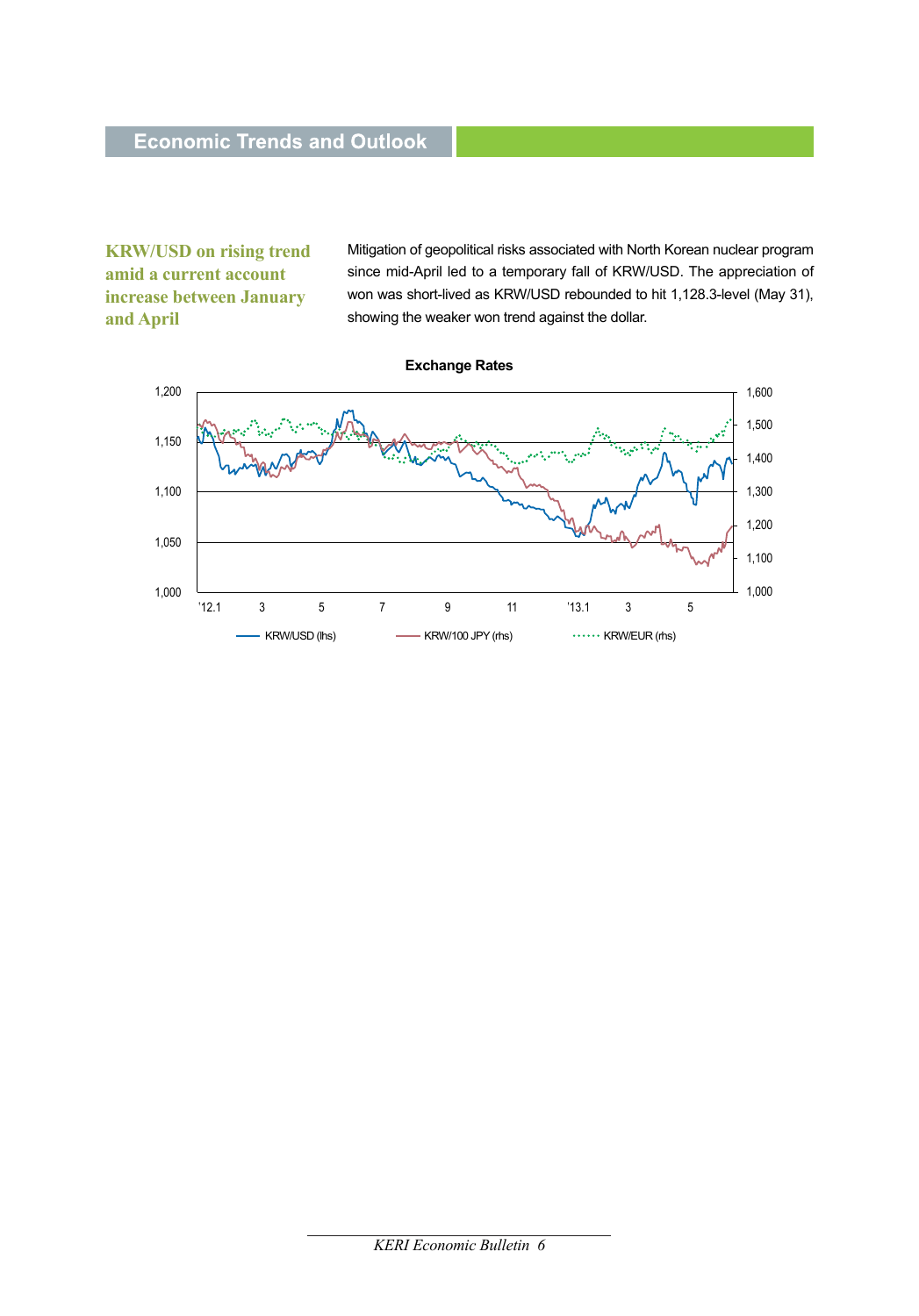**KRW/USD on rising trend amid a current account increase between January and April**

Mitigation of geopolitical risks associated with North Korean nuclear program since mid-April led to a temporary fall of KRW/USD. The appreciation of won was short-lived as KRW/USD rebounded to hit 1,128.3-level (May 31), showing the weaker won trend against the dollar.

**Exchange Rates**

KRW/USD (lhs) — KRW/100 JPY (rhs) — KRW/EUR (rhs)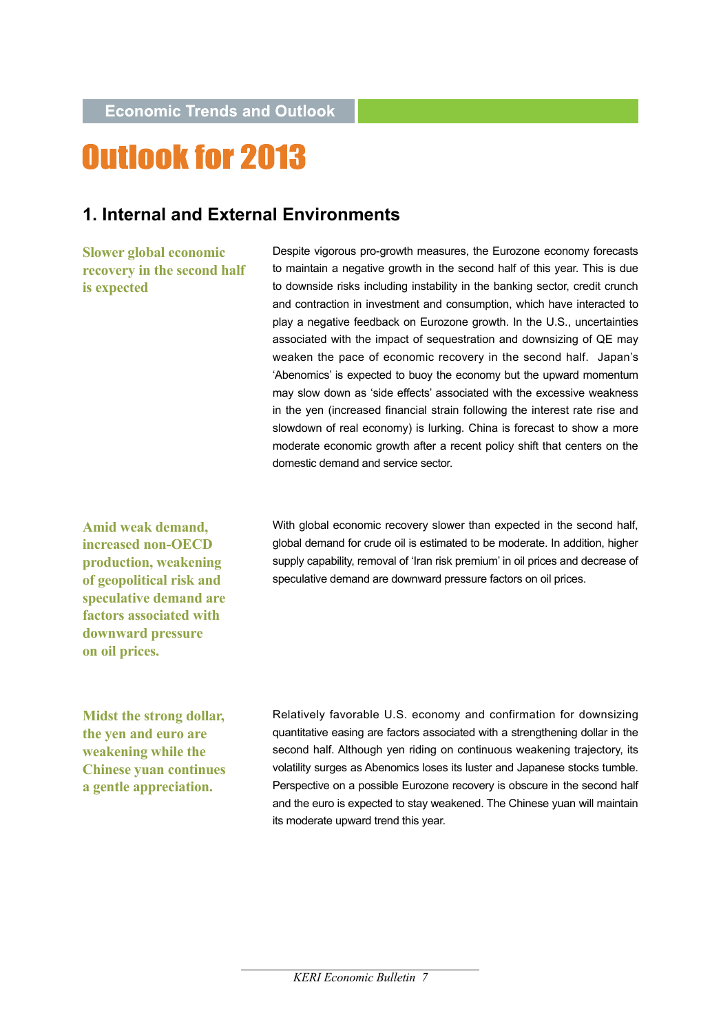Economic Trends and Outlook

# Outlook for 2013

## 1. Internal and External Environments

**Slower global economic recovery in the second half is expected**

Despite vigorous pro-growth measures, the Eurozone economy forecasts to maintain a negative growth in the second half of this year. This is due to downside risks including instability in the banking sector, credit crunch and contraction in investment and consumption, which have interacted to play a negative feedback on Eurozone growth. In the U.S., uncertainties associated with the impact of sequestration and downsizing of QE may weaken the pace of economic recovery in the second half. Japan's 'Abenomics' is expected to buoy the economy but the upward momentum may slow down as 'side effects' associated with the excessive weakness in the yen (increased financial strain following the interest rate rise and slowdown of real economy) is lurking. China is forecast to show a more moderate economic growth after a recent policy shift that centers on the domestic demand and service sector.

**Amid weak demand, increased non-OECD production, weakening of geopolitical risk and speculative demand are factors associated with downward pressure on oil prices.**

With global economic recovery slower than expected in the second half, global demand for crude oil is estimated to be moderate. In addition, higher supply capability, removal of 'Iran risk premium' in oil prices and decrease of speculative demand are downward pressure factors on oil prices.

**Midst the strong dollar, the yen and euro are weakening while the Chinese yuan continues a gentle appreciation.**

Relatively favorable U.S. economy and confirmation for downsizing quantitative easing are factors associated with a strengthening dollar in the second half. Although yen riding on continuous weakening trajectory, its volatility surges as Abenomics loses its luster and Japanese stocks tumble. Perspective on a possible Eurozone recovery is obscure in the second half and the euro is expected to stay weakened. The Chinese yuan will maintain its moderate upward trend this year.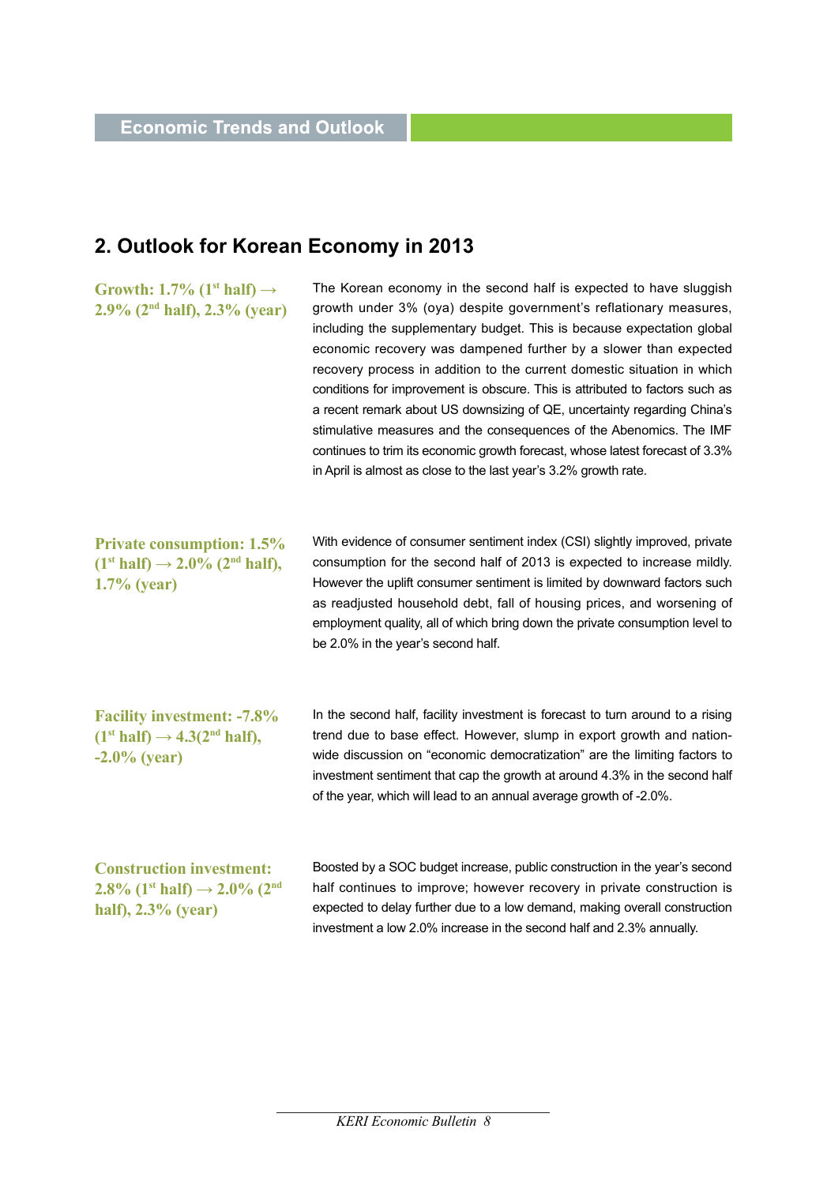## 2. Outlook for Korean Economy in 2013

**Growth: 1.7% (1st half) → 2.9% (2nd half), 2.3% (year)**

The Korean economy in the second half is expected to have sluggish growth under 3% (oya) despite government's reflationary measures, including the supplementary budget. This is because expectation global economic recovery was dampened further by a slower than expected recovery process in addition to the current domestic situation in which conditions for improvement is obscure. This is attributed to factors such as a recent remark about US downsizing of QE, uncertainty regarding China's stimulative measures and the consequences of the Abenomics. The IMF continues to trim its economic growth forecast, whose latest forecast of 3.3% in April is almost as close to the last year's 3.2% growth rate.

**Private consumption: 1.5% (1st half) → 2.0% (2nd half), 1.7% (year)**

With evidence of consumer sentiment index (CSI) slightly improved, private consumption for the second half of 2013 is expected to increase mildly. However the uplift consumer sentiment is limited by downward factors such as readjusted household debt, fall of housing prices, and worsening of employment quality, all of which bring down the private consumption level to be 2.0% in the year's second half.

**Facility investment: -7.8% (1st half) → 4.3(2nd half), -2.0% (year)**

In the second half, facility investment is forecast to turn around to a rising trend due to base effect. However, slump in export growth and nation-wide discussion on "economic democratization" are the limiting factors to investment sentiment that cap the growth at around 4.3% in the second half of the year, which will lead to an annual average growth of -2.0%.

**Construction investment: 2.8% (1st half) → 2.0% (2nd half), 2.3% (year)**

Boosted by a SOC budget increase, public construction in the year's second half continues to improve; however recovery in private construction is expected to delay further due to a low demand, making overall construction investment a low 2.0% increase in the second half and 2.3% annually.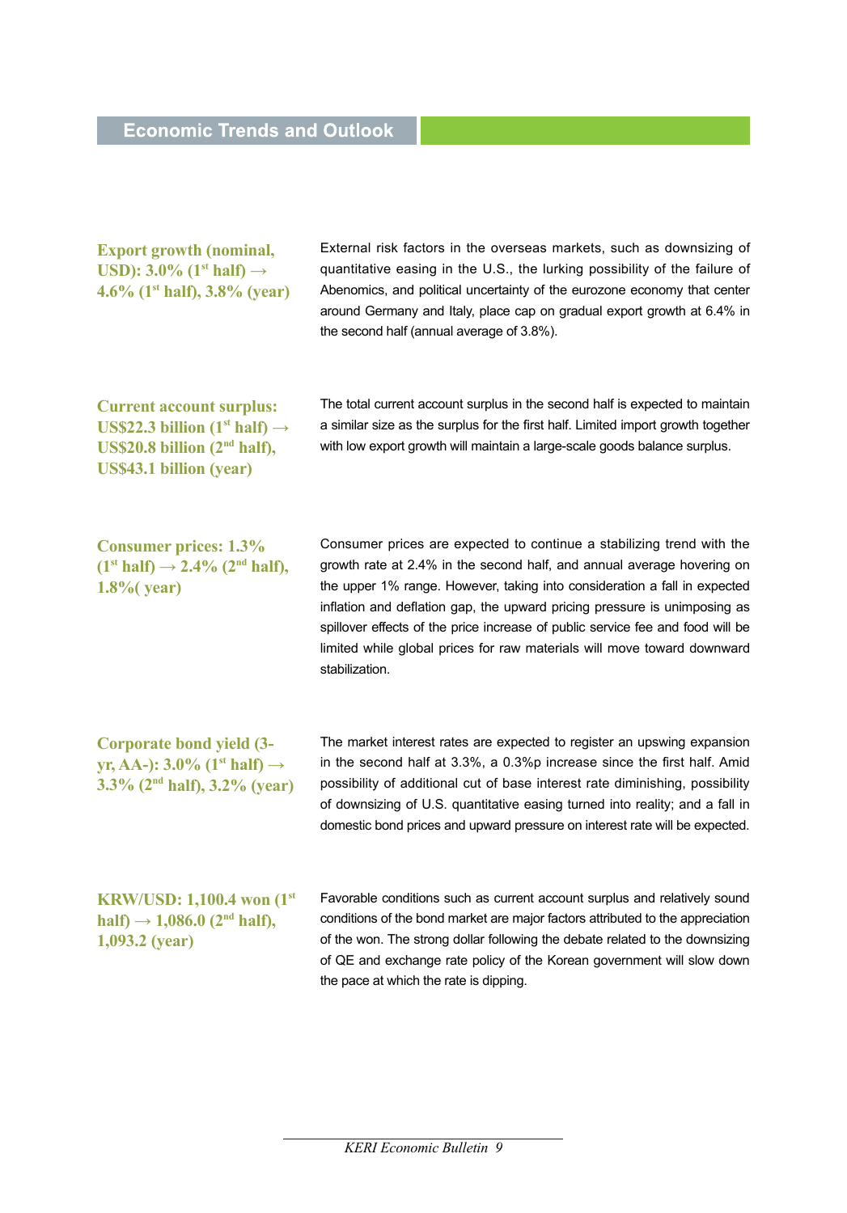## Economic Trends and Outlook

**Export growth (nominal, USD): 3.0% (1st half) → 4.6% (1st half), 3.8% (year)**

External risk factors in the overseas markets, such as downsizing of quantitative easing in the U.S., the lurking possibility of the failure of Abenomics, and political uncertainty of the eurozone economy that center around Germany and Italy, place cap on gradual export growth at 6.4% in the second half (annual average of 3.8%).

**Current account surplus: US$22.3 billion (1st half) → US$20.8 billion (2nd half), US$43.1 billion (year)**

The total current account surplus in the second half is expected to maintain a similar size as the surplus for the first half. Limited import growth together with low export growth will maintain a large-scale goods balance surplus.

**Consumer prices: 1.3% (1st half) → 2.4% (2nd half), 1.8%( year)**

Consumer prices are expected to continue a stabilizing trend with the growth rate at 2.4% in the second half, and annual average hovering on the upper 1% range. However, taking into consideration a fall in expected inflation and deflation gap, the upward pricing pressure is unimposing as spillover effects of the price increase of public service fee and food will be limited while global prices for raw materials will move toward downward stabilization.

**Corporate bond yield (3-yr, AA-): 3.0% (1st half) → 3.3% (2nd half), 3.2% (year)**

The market interest rates are expected to register an upswing expansion in the second half at 3.3%, a 0.3%p increase since the first half. Amid possibility of additional cut of base interest rate diminishing, possibility of downsizing of U.S. quantitative easing turned into reality; and a fall in domestic bond prices and upward pressure on interest rate will be expected.

**KRW/USD: 1,100.4 won (1st half) → 1,086.0 (2nd half), 1,093.2 (year)**

Favorable conditions such as current account surplus and relatively sound conditions of the bond market are major factors attributed to the appreciation of the won. The strong dollar following the debate related to the downsizing of QE and exchange rate policy of the Korean government will slow down the pace at which the rate is dipping.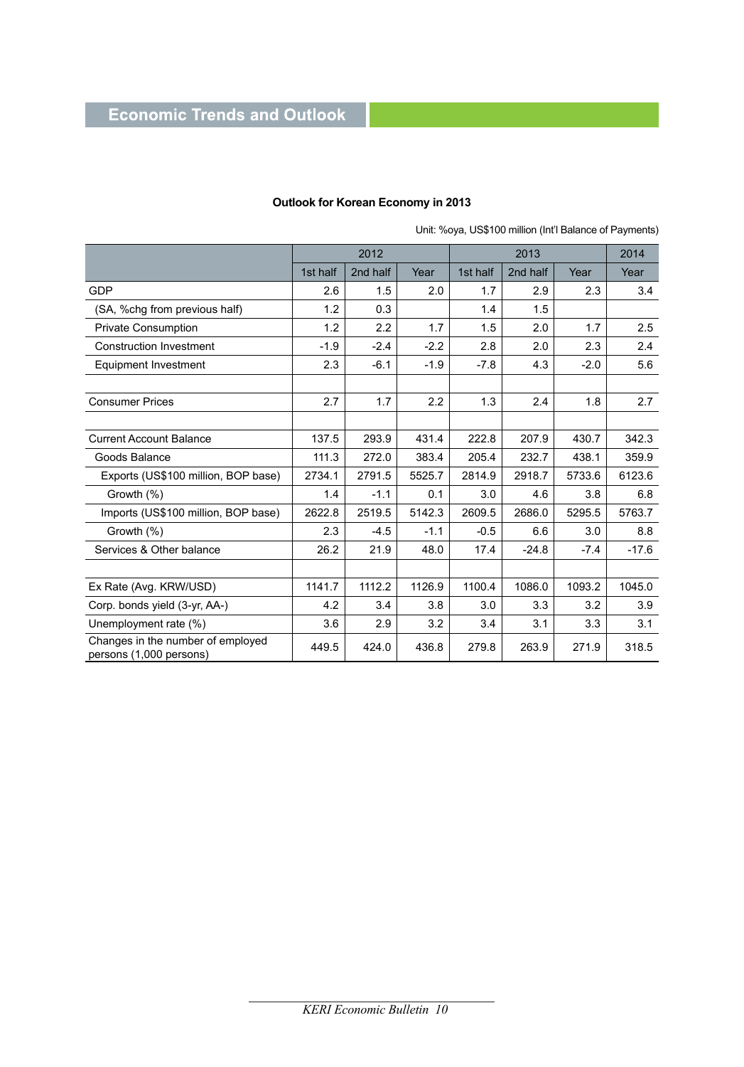## Economic Trends and Outlook

**Outlook for Korean Economy in 2013**

Unit: %oya, US$100 million (Int'l Balance of Payments)

| | 2012 | | | 2013 | | | 2014 |
|---|---|---|---|---|---|---|---|
| | 1st half | 2nd half | Year | 1st half | 2nd half | Year | Year |
| GDP | 2.6 | 1.5 | 2.0 | 1.7 | 2.9 | 2.3 | 3.4 |
| (SA, %chg from previous half) | 1.2 | 0.3 | | 1.4 | 1.5 | | |
| Private Consumption | 1.2 | 2.2 | 1.7 | 1.5 | 2.0 | 1.7 | 2.5 |
| Construction Investment | -1.9 | -2.4 | -2.2 | 2.8 | 2.0 | 2.3 | 2.4 |
| Equipment Investment | 2.3 | -6.1 | -1.9 | -7.8 | 4.3 | -2.0 | 5.6 |
| | | | | | | | |
| Consumer Prices | 2.7 | 1.7 | 2.2 | 1.3 | 2.4 | 1.8 | 2.7 |
| | | | | | | | |
| Current Account Balance | 137.5 | 293.9 | 431.4 | 222.8 | 207.9 | 430.7 | 342.3 |
| Goods Balance | 111.3 | 272.0 | 383.4 | 205.4 | 232.7 | 438.1 | 359.9 |
| Exports (US$100 million, BOP base) | 2734.1 | 2791.5 | 5525.7 | 2814.9 | 2918.7 | 5733.6 | 6123.6 |
| Growth (%) | 1.4 | -1.1 | 0.1 | 3.0 | 4.6 | 3.8 | 6.8 |
| Imports (US$100 million, BOP base) | 2622.8 | 2519.5 | 5142.3 | 2609.5 | 2686.0 | 5295.5 | 5763.7 |
| Growth (%) | 2.3 | -4.5 | -1.1 | -0.5 | 6.6 | 3.0 | 8.8 |
| Services & Other balance | 26.2 | 21.9 | 48.0 | 17.4 | -24.8 | -7.4 | -17.6 |
| | | | | | | | |
| Ex Rate (Avg. KRW/USD) | 1141.7 | 1112.2 | 1126.9 | 1100.4 | 1086.0 | 1093.2 | 1045.0 |
| Corp. bonds yield (3-yr, AA-) | 4.2 | 3.4 | 3.8 | 3.0 | 3.3 | 3.2 | 3.9 |
| Unemployment rate (%) | 3.6 | 2.9 | 3.2 | 3.4 | 3.1 | 3.3 | 3.1 |
| Changes in the number of employed persons (1,000 persons) | 449.5 | 424.0 | 436.8 | 279.8 | 263.9 | 271.9 | 318.5 |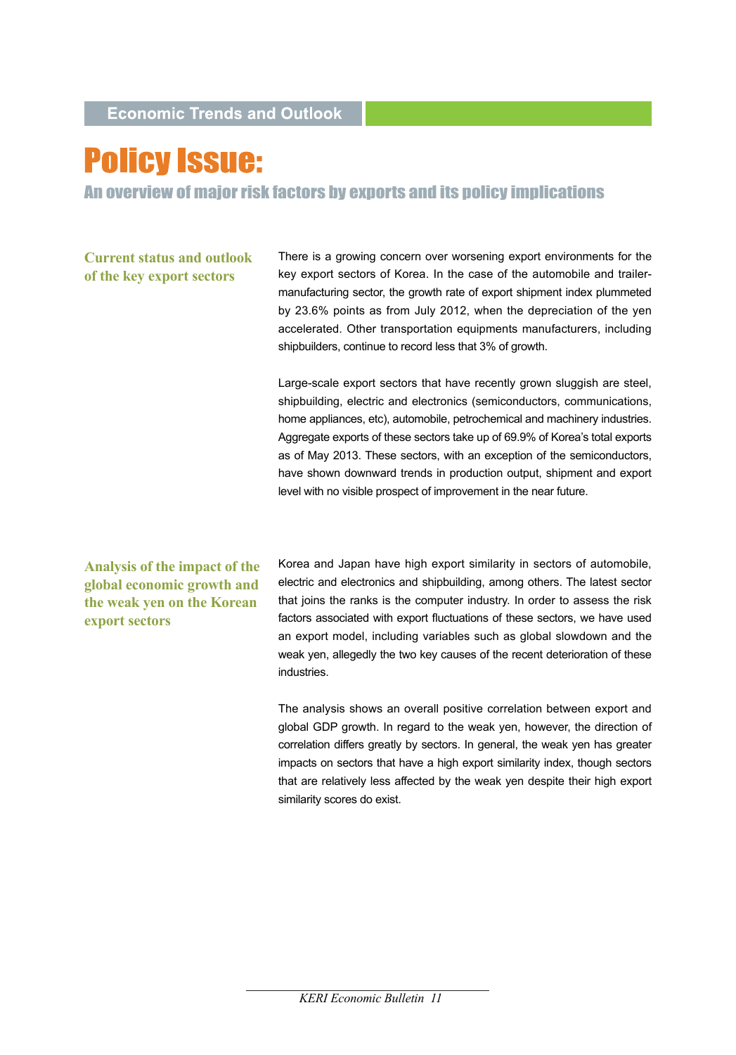Economic Trends and Outlook

# Policy Issue:

## An overview of major risk factors by exports and its policy implications

### Current status and outlook of the key export sectors

There is a growing concern over worsening export environments for the key export sectors of Korea. In the case of the automobile and trailer-manufacturing sector, the growth rate of export shipment index plummeted by 23.6% points as from July 2012, when the depreciation of the yen accelerated. Other transportation equipments manufacturers, including shipbuilders, continue to record less that 3% of growth.

Large-scale export sectors that have recently grown sluggish are steel, shipbuilding, electric and electronics (semiconductors, communications, home appliances, etc), automobile, petrochemical and machinery industries. Aggregate exports of these sectors take up of 69.9% of Korea's total exports as of May 2013. These sectors, with an exception of the semiconductors, have shown downward trends in production output, shipment and export level with no visible prospect of improvement in the near future.

### Analysis of the impact of the global economic growth and the weak yen on the Korean export sectors

Korea and Japan have high export similarity in sectors of automobile, electric and electronics and shipbuilding, among others. The latest sector that joins the ranks is the computer industry. In order to assess the risk factors associated with export fluctuations of these sectors, we have used an export model, including variables such as global slowdown and the weak yen, allegedly the two key causes of the recent deterioration of these industries.

The analysis shows an overall positive correlation between export and global GDP growth. In regard to the weak yen, however, the direction of correlation differs greatly by sectors. In general, the weak yen has greater impacts on sectors that have a high export similarity index, though sectors that are relatively less affected by the weak yen despite their high export similarity scores do exist.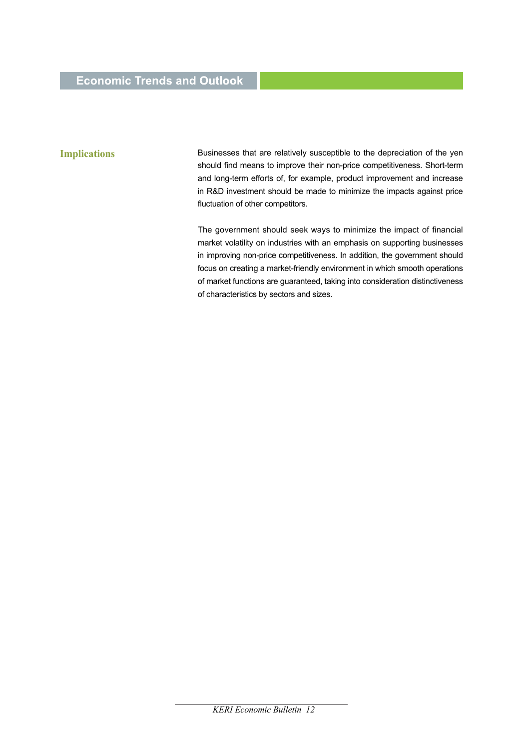## Implications

Businesses that are relatively susceptible to the depreciation of the yen should find means to improve their non-price competitiveness. Short-term and long-term efforts of, for example, product improvement and increase in R&D investment should be made to minimize the impacts against price fluctuation of other competitors.

The government should seek ways to minimize the impact of financial market volatility on industries with an emphasis on supporting businesses in improving non-price competitiveness. In addition, the government should focus on creating a market-friendly environment in which smooth operations of market functions are guaranteed, taking into consideration distinctiveness of characteristics by sectors and sizes.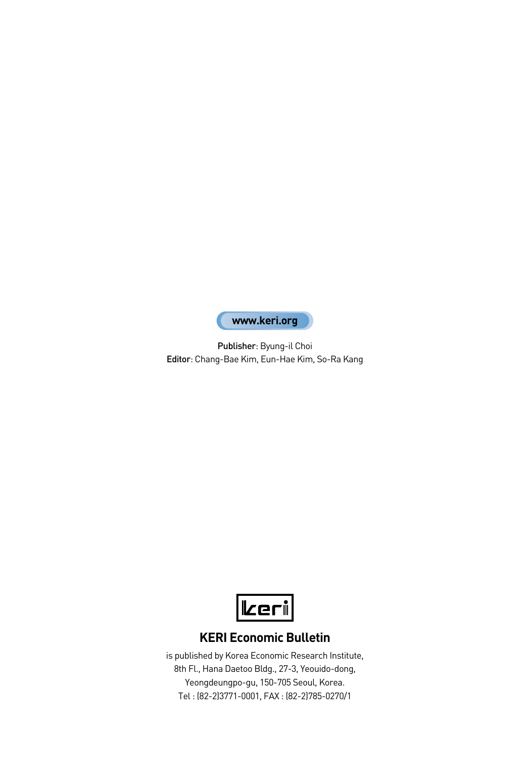www.keri.org

**Publisher**: Byung-il Choi
**Editor**: Chang-Bae Kim, Eun-Hae Kim, So-Ra Kang

keri

## KERI Economic Bulletin

is published by Korea Economic Research Institute,
8th Fl., Hana Daetoo Bldg., 27-3, Yeouido-dong,
Yeongdeungpo-gu, 150-705 Seoul, Korea.
Tel : (82-2)3771-0001, FAX : (82-2)785-0270/1